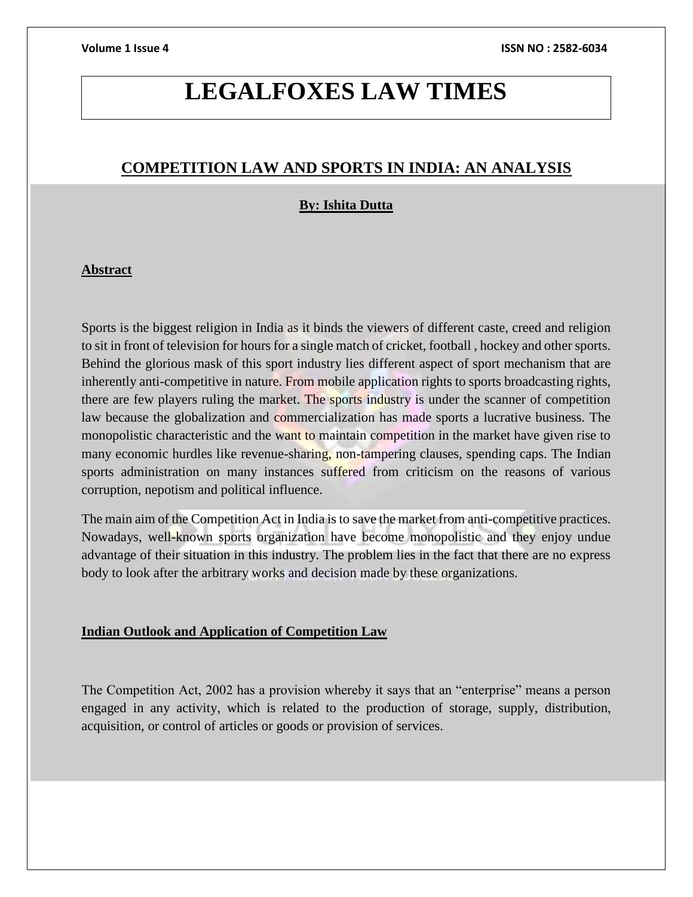# LEGALFOXES LAW TIMES

## COMPETITION LAW AND SPORTS IN INDIA: AN ANALYSIS

**By: Ishita Dutta**

**Abstract**

Sports is the biggest religion in India as it binds the viewers of different caste, creed and religion to sit in front of television for hours for a single match of cricket, football , hockey and other sports. Behind the glorious mask of this sport industry lies different aspect of sport mechanism that are inherently anti-competitive in nature. From mobile application rights to sports broadcasting rights, there are few players ruling the market. The sports industry is under the scanner of competition law because the globalization and commercialization has made sports a lucrative business. The monopolistic characteristic and the want to maintain competition in the market have given rise to many economic hurdles like revenue-sharing, non-tampering clauses, spending caps. The Indian sports administration on many instances suffered from criticism on the reasons of various corruption, nepotism and political influence.

The main aim of the Competition Act in India is to save the market from anti-competitive practices. Nowadays, well-known sports organization have become monopolistic and they enjoy undue advantage of their situation in this industry. The problem lies in the fact that there are no express body to look after the arbitrary works and decision made by these organizations.

**Indian Outlook and Application of Competition Law**

The Competition Act, 2002 has a provision whereby it says that an "enterprise" means a person engaged in any activity, which is related to the production of storage, supply, distribution, acquisition, or control of articles or goods or provision of services.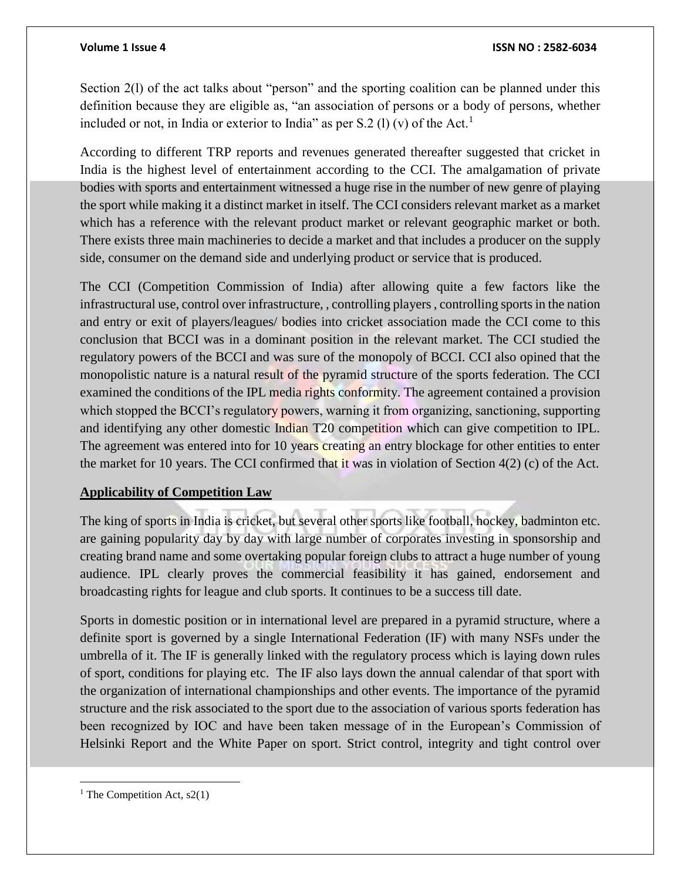Section 2(l) of the act talks about "person" and the sporting coalition can be planned under this definition because they are eligible as, "an association of persons or a body of persons, whether included or not, in India or exterior to India" as per S.2 (l) (v) of the Act.[1]

According to different TRP reports and revenues generated thereafter suggested that cricket in India is the highest level of entertainment according to the CCI. The amalgamation of private bodies with sports and entertainment witnessed a huge rise in the number of new genre of playing the sport while making it a distinct market in itself. The CCI considers relevant market as a market which has a reference with the relevant product market or relevant geographic market or both. There exists three main machineries to decide a market and that includes a producer on the supply side, consumer on the demand side and underlying product or service that is produced.

The CCI (Competition Commission of India) after allowing quite a few factors like the infrastructural use, control over infrastructure, , controlling players , controlling sports in the nation and entry or exit of players/leagues/ bodies into cricket association made the CCI come to this conclusion that BCCI was in a dominant position in the relevant market. The CCI studied the regulatory powers of the BCCI and was sure of the monopoly of BCCI. CCI also opined that the monopolistic nature is a natural result of the pyramid structure of the sports federation. The CCI examined the conditions of the IPL media rights conformity. The agreement contained a provision which stopped the BCCI's regulatory powers, warning it from organizing, sanctioning, supporting and identifying any other domestic Indian T20 competition which can give competition to IPL. The agreement was entered into for 10 years creating an entry blockage for other entities to enter the market for 10 years. The CCI confirmed that it was in violation of Section 4(2) (c) of the Act.

**Applicability of Competition Law**

The king of sports in India is cricket, but several other sports like football, hockey, badminton etc. are gaining popularity day by day with large number of corporates investing in sponsorship and creating brand name and some overtaking popular foreign clubs to attract a huge number of young audience. IPL clearly proves the commercial feasibility it has gained, endorsement and broadcasting rights for league and club sports. It continues to be a success till date.

Sports in domestic position or in international level are prepared in a pyramid structure, where a definite sport is governed by a single International Federation (IF) with many NSFs under the umbrella of it. The IF is generally linked with the regulatory process which is laying down rules of sport, conditions for playing etc. The IF also lays down the annual calendar of that sport with the organization of international championships and other events. The importance of the pyramid structure and the risk associated to the sport due to the association of various sports federation has been recognized by IOC and have been taken message of in the European's Commission of Helsinki Report and the White Paper on sport. Strict control, integrity and tight control over

---

[1] The Competition Act, s2(1)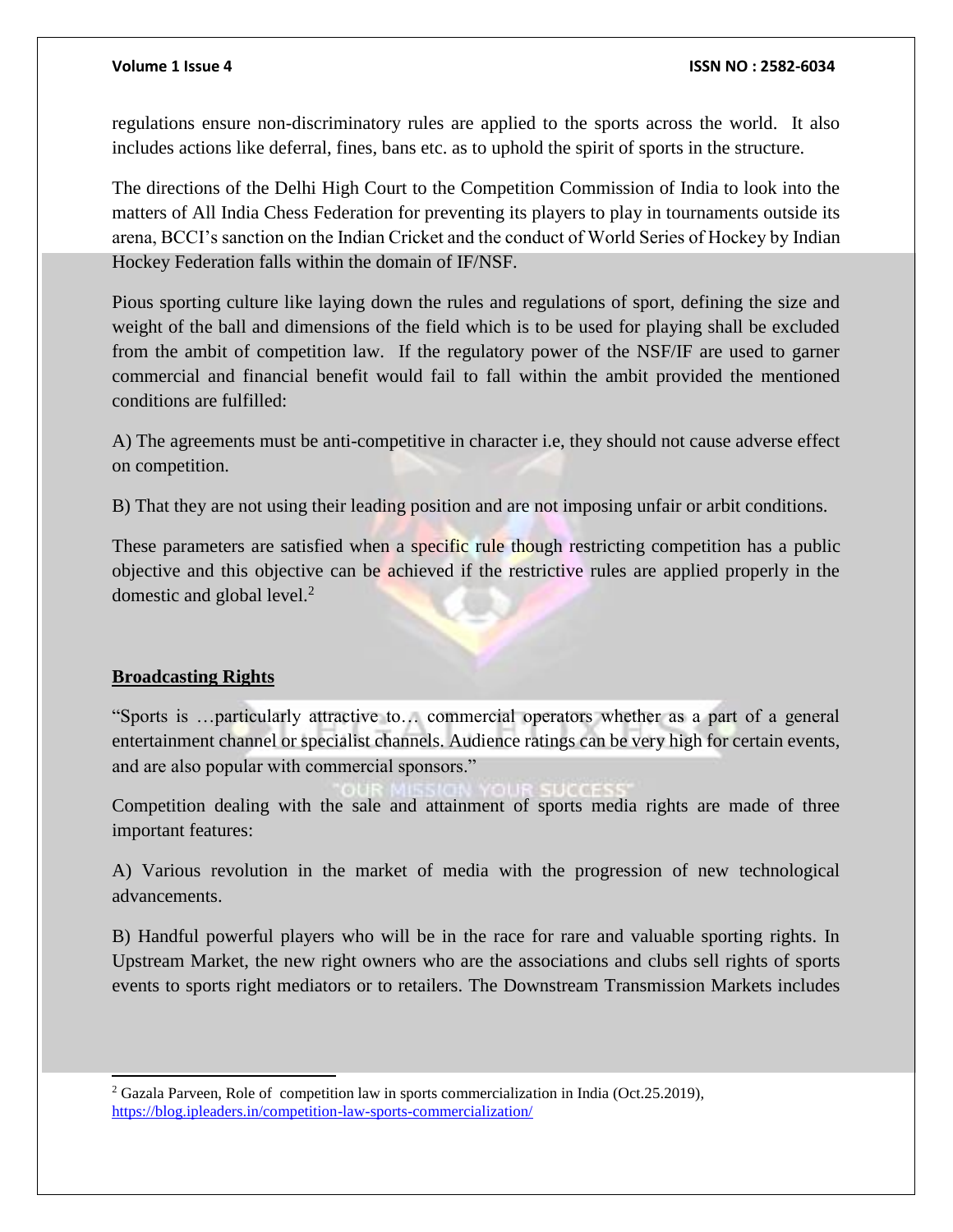regulations ensure non-discriminatory rules are applied to the sports across the world. It also includes actions like deferral, fines, bans etc. as to uphold the spirit of sports in the structure.

The directions of the Delhi High Court to the Competition Commission of India to look into the matters of All India Chess Federation for preventing its players to play in tournaments outside its arena, BCCI's sanction on the Indian Cricket and the conduct of World Series of Hockey by Indian Hockey Federation falls within the domain of IF/NSF.

Pious sporting culture like laying down the rules and regulations of sport, defining the size and weight of the ball and dimensions of the field which is to be used for playing shall be excluded from the ambit of competition law. If the regulatory power of the NSF/IF are used to garner commercial and financial benefit would fail to fall within the ambit provided the mentioned conditions are fulfilled:

A) The agreements must be anti-competitive in character i.e, they should not cause adverse effect on competition.

B) That they are not using their leading position and are not imposing unfair or arbit conditions.

These parameters are satisfied when a specific rule though restricting competition has a public objective and this objective can be achieved if the restrictive rules are applied properly in the domestic and global level.[2]

## Broadcasting Rights

"Sports is …particularly attractive to… commercial operators whether as a part of a general entertainment channel or specialist channels. Audience ratings can be very high for certain events, and are also popular with commercial sponsors."

Competition dealing with the sale and attainment of sports media rights are made of three important features:

A) Various revolution in the market of media with the progression of new technological advancements.

B) Handful powerful players who will be in the race for rare and valuable sporting rights. In Upstream Market, the new right owners who are the associations and clubs sell rights of sports events to sports right mediators or to retailers. The Downstream Transmission Markets includes

---

[2] Gazala Parveen, Role of competition law in sports commercialization in India (Oct.25.2019), https://blog.ipleaders.in/competition-law-sports-commercialization/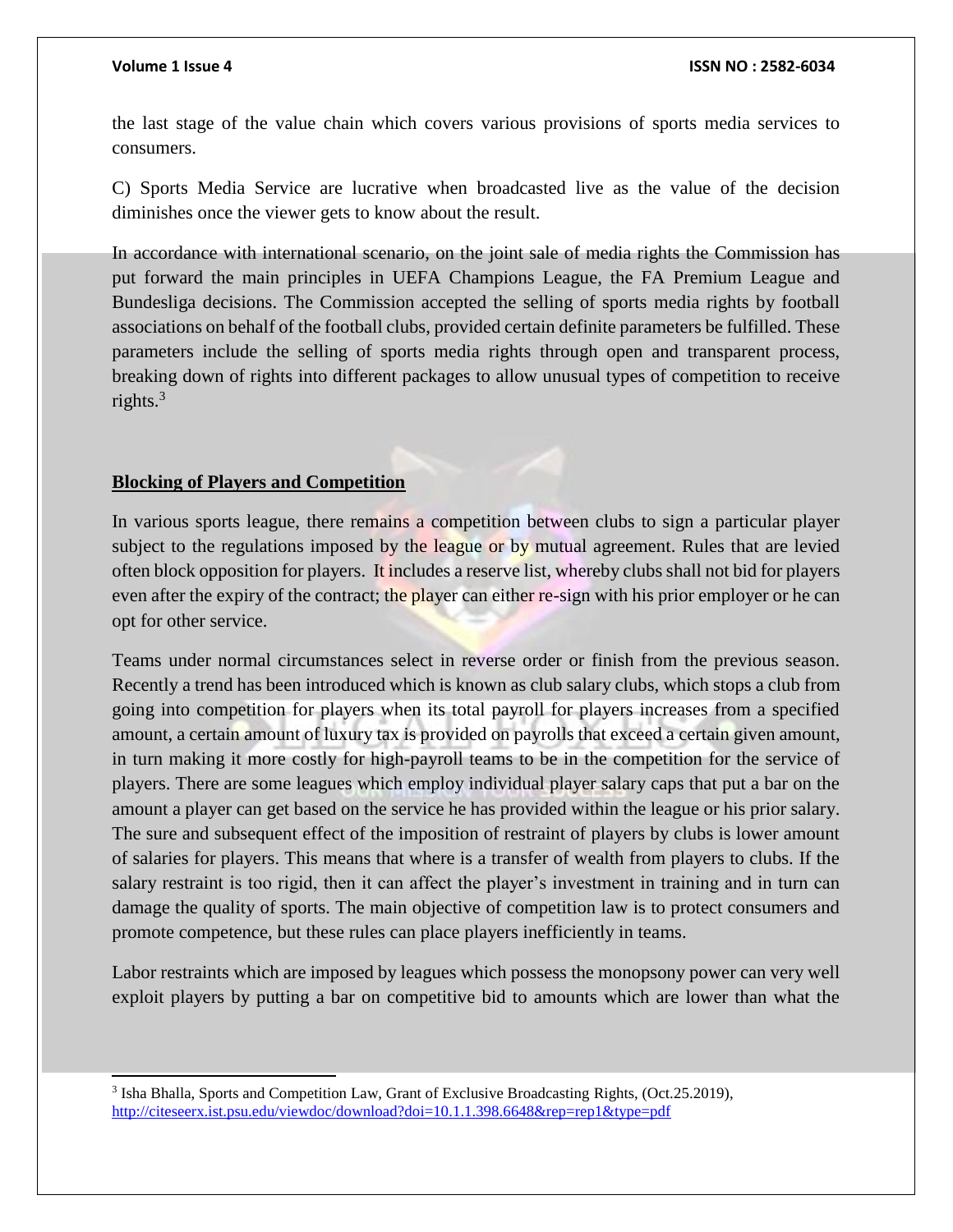the last stage of the value chain which covers various provisions of sports media services to consumers.

C) Sports Media Service are lucrative when broadcasted live as the value of the decision diminishes once the viewer gets to know about the result.

In accordance with international scenario, on the joint sale of media rights the Commission has put forward the main principles in UEFA Champions League, the FA Premium League and Bundesliga decisions. The Commission accepted the selling of sports media rights by football associations on behalf of the football clubs, provided certain definite parameters be fulfilled. These parameters include the selling of sports media rights through open and transparent process, breaking down of rights into different packages to allow unusual types of competition to receive rights.[3]

## **Blocking of Players and Competition**

In various sports league, there remains a competition between clubs to sign a particular player subject to the regulations imposed by the league or by mutual agreement. Rules that are levied often block opposition for players. It includes a reserve list, whereby clubs shall not bid for players even after the expiry of the contract; the player can either re-sign with his prior employer or he can opt for other service.

Teams under normal circumstances select in reverse order or finish from the previous season. Recently a trend has been introduced which is known as club salary clubs, which stops a club from going into competition for players when its total payroll for players increases from a specified amount, a certain amount of luxury tax is provided on payrolls that exceed a certain given amount, in turn making it more costly for high-payroll teams to be in the competition for the service of players. There are some leagues which employ individual player salary caps that put a bar on the amount a player can get based on the service he has provided within the league or his prior salary. The sure and subsequent effect of the imposition of restraint of players by clubs is lower amount of salaries for players. This means that where is a transfer of wealth from players to clubs. If the salary restraint is too rigid, then it can affect the player's investment in training and in turn can damage the quality of sports. The main objective of competition law is to protect consumers and promote competence, but these rules can place players inefficiently in teams.

Labor restraints which are imposed by leagues which possess the monopsony power can very well exploit players by putting a bar on competitive bid to amounts which are lower than what the

---

[3] Isha Bhalla, Sports and Competition Law, Grant of Exclusive Broadcasting Rights, (Oct.25.2019), http://citeseerx.ist.psu.edu/viewdoc/download?doi=10.1.1.398.6648&rep=rep1&type=pdf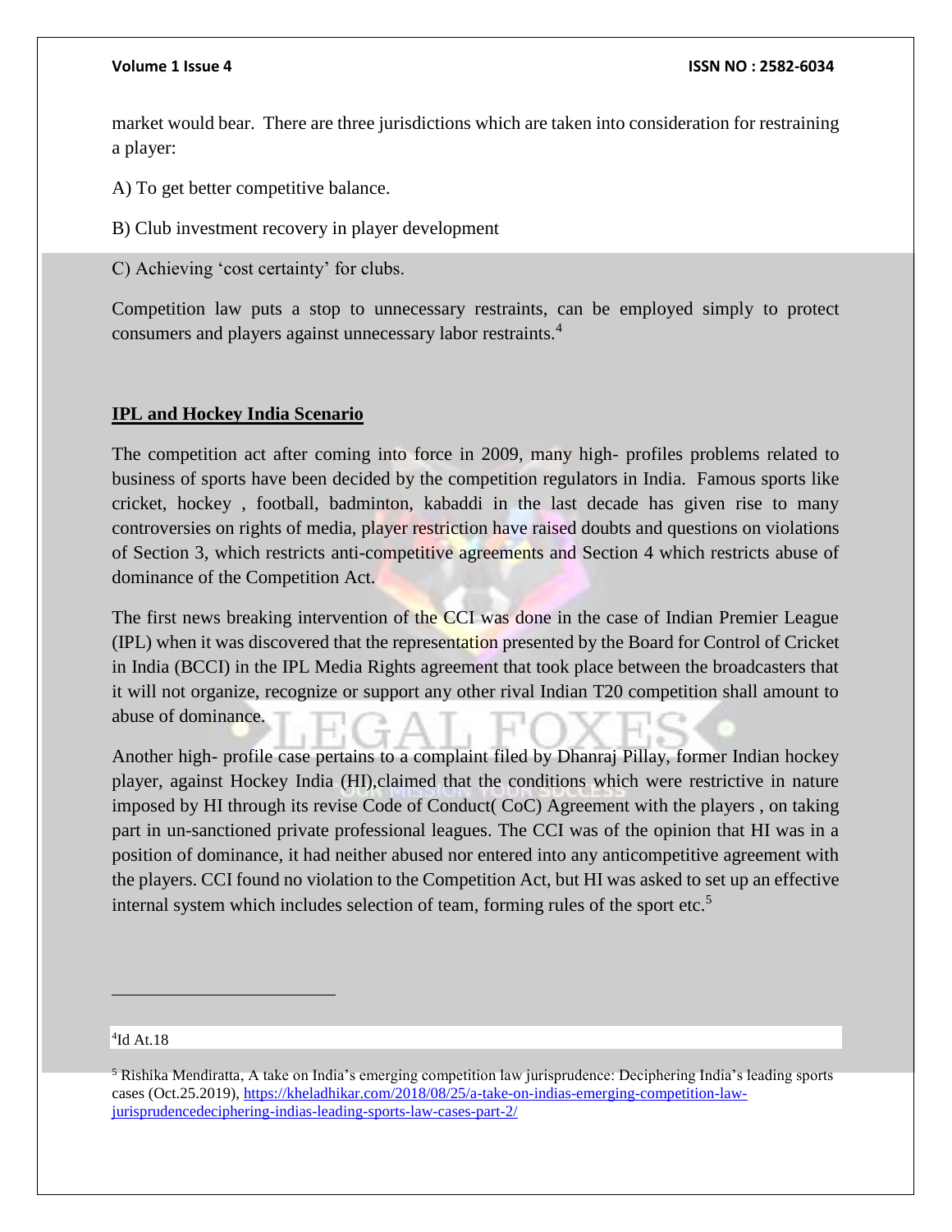market would bear. There are three jurisdictions which are taken into consideration for restraining a player:

A) To get better competitive balance.

B) Club investment recovery in player development

C) Achieving 'cost certainty' for clubs.

Competition law puts a stop to unnecessary restraints, can be employed simply to protect consumers and players against unnecessary labor restraints.[4]

## IPL and Hockey India Scenario

The competition act after coming into force in 2009, many high- profiles problems related to business of sports have been decided by the competition regulators in India. Famous sports like cricket, hockey , football, badminton, kabaddi in the last decade has given rise to many controversies on rights of media, player restriction have raised doubts and questions on violations of Section 3, which restricts anti-competitive agreements and Section 4 which restricts abuse of dominance of the Competition Act.

The first news breaking intervention of the CCI was done in the case of Indian Premier League (IPL) when it was discovered that the representation presented by the Board for Control of Cricket in India (BCCI) in the IPL Media Rights agreement that took place between the broadcasters that it will not organize, recognize or support any other rival Indian T20 competition shall amount to abuse of dominance.

Another high- profile case pertains to a complaint filed by Dhanraj Pillay, former Indian hockey player, against Hockey India (HI),claimed that the conditions which were restrictive in nature imposed by HI through its revise Code of Conduct( CoC) Agreement with the players , on taking part in un-sanctioned private professional leagues. The CCI was of the opinion that HI was in a position of dominance, it had neither abused nor entered into any anticompetitive agreement with the players. CCI found no violation to the Competition Act, but HI was asked to set up an effective internal system which includes selection of team, forming rules of the sport etc.[5]

---

[4] Id At.18

[5] Rishika Mendiratta, A take on India's emerging competition law jurisprudence: Deciphering India's leading sports cases (Oct.25.2019), https://kheladhikar.com/2018/08/25/a-take-on-indias-emerging-competition-law-jurisprudencedeciphering-indias-leading-sports-law-cases-part-2/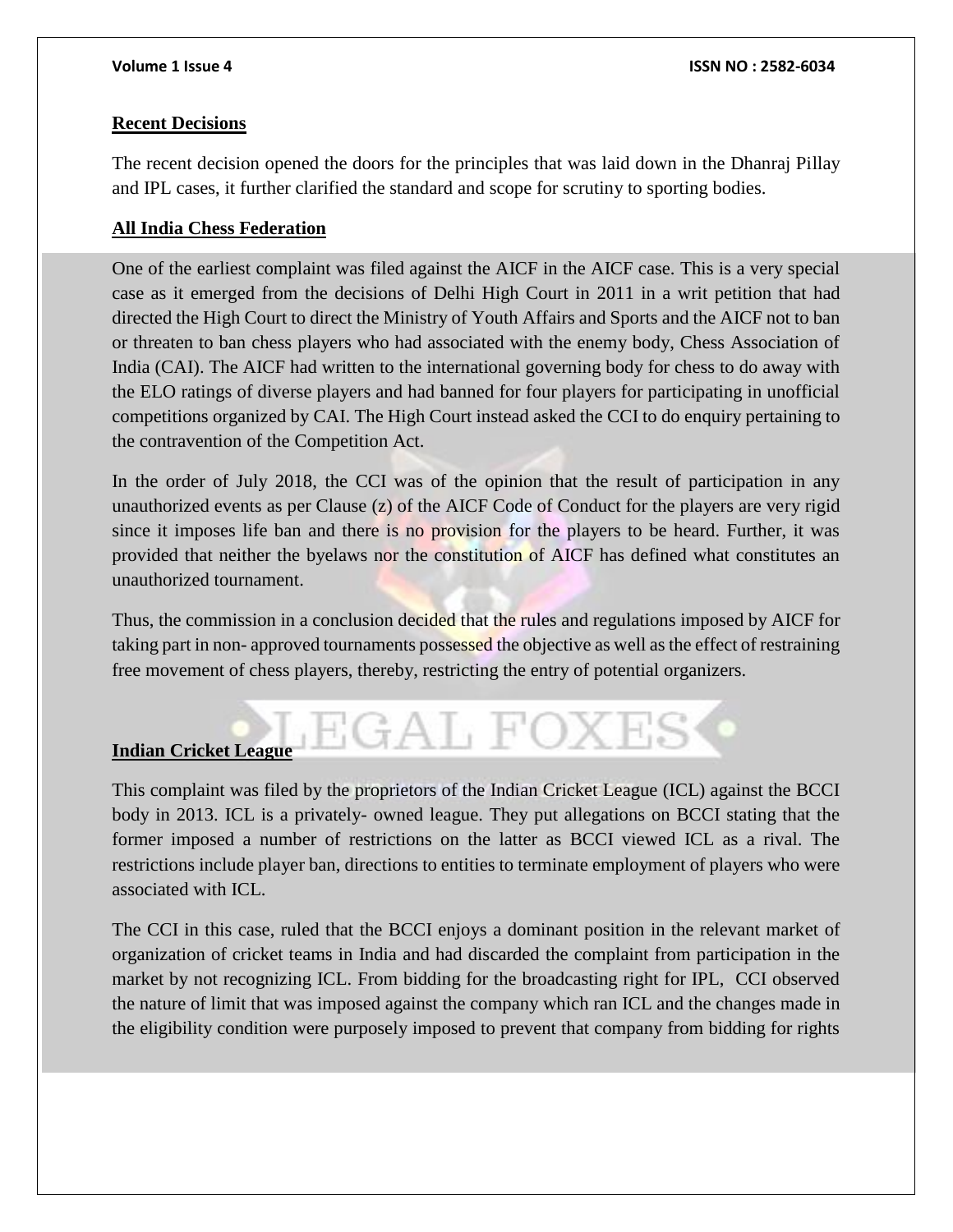## Recent Decisions

The recent decision opened the doors for the principles that was laid down in the Dhanraj Pillay and IPL cases, it further clarified the standard and scope for scrutiny to sporting bodies.

## All India Chess Federation

One of the earliest complaint was filed against the AICF in the AICF case. This is a very special case as it emerged from the decisions of Delhi High Court in 2011 in a writ petition that had directed the High Court to direct the Ministry of Youth Affairs and Sports and the AICF not to ban or threaten to ban chess players who had associated with the enemy body, Chess Association of India (CAI). The AICF had written to the international governing body for chess to do away with the ELO ratings of diverse players and had banned for four players for participating in unofficial competitions organized by CAI. The High Court instead asked the CCI to do enquiry pertaining to the contravention of the Competition Act.

In the order of July 2018, the CCI was of the opinion that the result of participation in any unauthorized events as per Clause (z) of the AICF Code of Conduct for the players are very rigid since it imposes life ban and there is no provision for the players to be heard. Further, it was provided that neither the byelaws nor the constitution of AICF has defined what constitutes an unauthorized tournament.

Thus, the commission in a conclusion decided that the rules and regulations imposed by AICF for taking part in non- approved tournaments possessed the objective as well as the effect of restraining free movement of chess players, thereby, restricting the entry of potential organizers.

## Indian Cricket League

This complaint was filed by the proprietors of the Indian Cricket League (ICL) against the BCCI body in 2013. ICL is a privately- owned league. They put allegations on BCCI stating that the former imposed a number of restrictions on the latter as BCCI viewed ICL as a rival. The restrictions include player ban, directions to entities to terminate employment of players who were associated with ICL.

The CCI in this case, ruled that the BCCI enjoys a dominant position in the relevant market of organization of cricket teams in India and had discarded the complaint from participation in the market by not recognizing ICL. From bidding for the broadcasting right for IPL, CCI observed the nature of limit that was imposed against the company which ran ICL and the changes made in the eligibility condition were purposely imposed to prevent that company from bidding for rights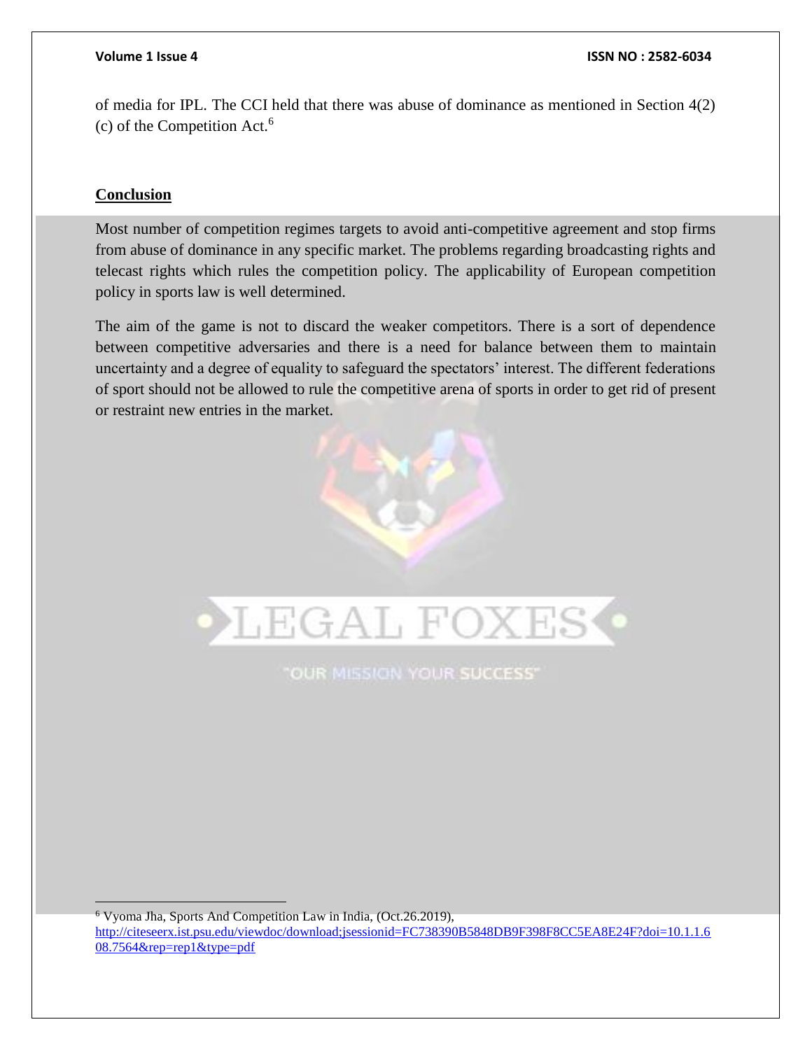of media for IPL. The CCI held that there was abuse of dominance as mentioned in Section 4(2) (c) of the Competition Act.[6]

## Conclusion

Most number of competition regimes targets to avoid anti-competitive agreement and stop firms from abuse of dominance in any specific market. The problems regarding broadcasting rights and telecast rights which rules the competition policy. The applicability of European competition policy in sports law is well determined.

The aim of the game is not to discard the weaker competitors. There is a sort of dependence between competitive adversaries and there is a need for balance between them to maintain uncertainty and a degree of equality to safeguard the spectators' interest. The different federations of sport should not be allowed to rule the competitive arena of sports in order to get rid of present or restraint new entries in the market.

---

[6] Vyoma Jha, Sports And Competition Law in India, (Oct.26.2019), http://citeseerx.ist.psu.edu/viewdoc/download;jsessionid=FC738390B5848DB9F398F8CC5EA8E24F?doi=10.1.1.608.7564&rep=rep1&type=pdf